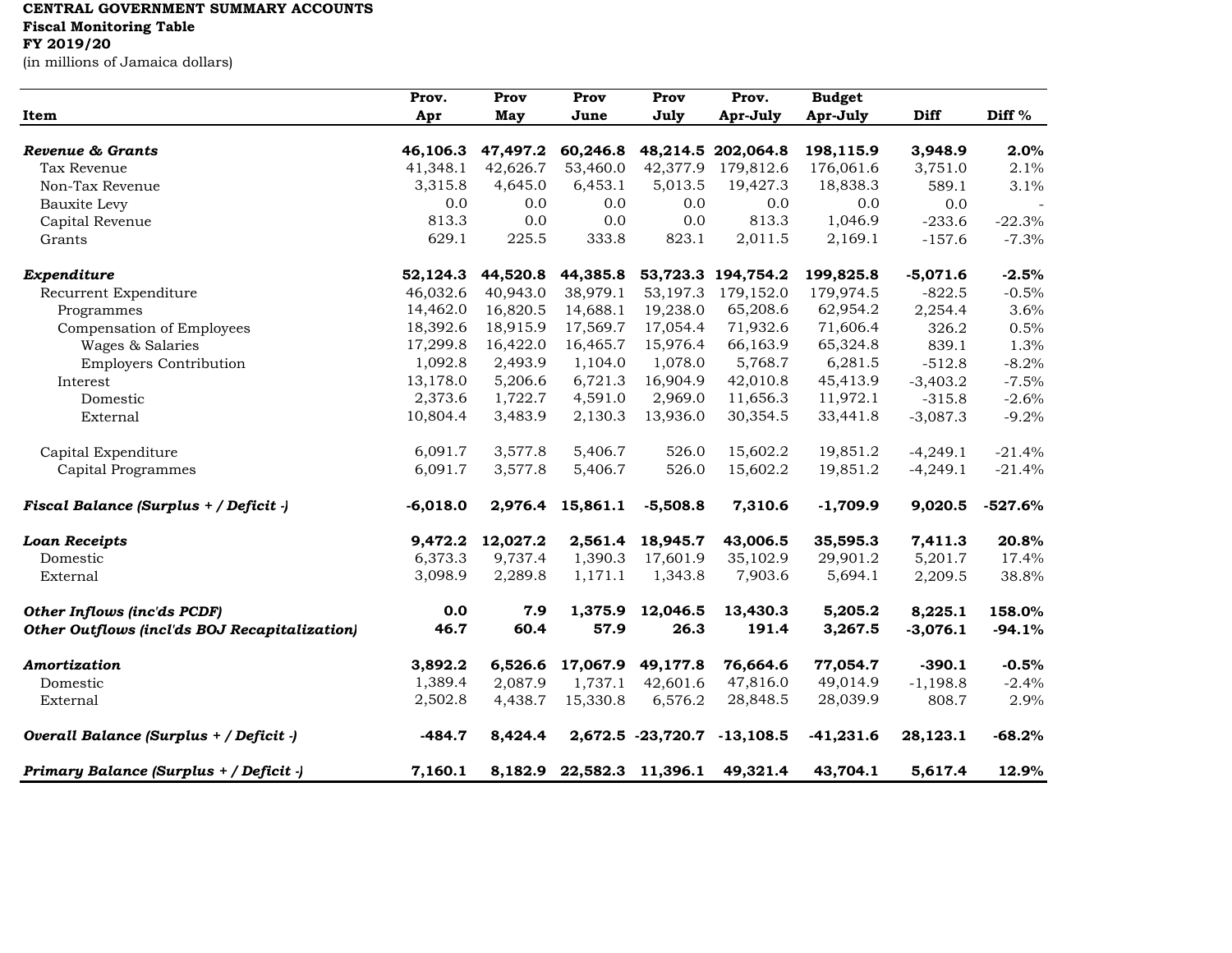**CENTRAL GOVERNMENT SUMMARY ACCOUNTS**
**Fiscal Monitoring Table**
**FY 2019/20**
(in millions of Jamaica dollars)

| Item | Prov. Apr | Prov May | Prov June | Prov July | Prov. Apr-July | Budget Apr-July | Diff | Diff % |
|---|---|---|---|---|---|---|---|---|
| ***Revenue & Grants*** | **46,106.3** | **47,497.2** | **60,246.8** | **48,214.5** | **202,064.8** | **198,115.9** | **3,948.9** | **2.0%** |
| Tax Revenue | 41,348.1 | 42,626.7 | 53,460.0 | 42,377.9 | 179,812.6 | 176,061.6 | 3,751.0 | 2.1% |
| Non-Tax Revenue | 3,315.8 | 4,645.0 | 6,453.1 | 5,013.5 | 19,427.3 | 18,838.3 | 589.1 | 3.1% |
| Bauxite Levy | 0.0 | 0.0 | 0.0 | 0.0 | 0.0 | 0.0 | 0.0 | - |
| Capital Revenue | 813.3 | 0.0 | 0.0 | 0.0 | 813.3 | 1,046.9 | -233.6 | -22.3% |
| Grants | 629.1 | 225.5 | 333.8 | 823.1 | 2,011.5 | 2,169.1 | -157.6 | -7.3% |
| | | | | | | | | |
| ***Expenditure*** | **52,124.3** | **44,520.8** | **44,385.8** | **53,723.3** | **194,754.2** | **199,825.8** | **-5,071.6** | **-2.5%** |
| Recurrent Expenditure | 46,032.6 | 40,943.0 | 38,979.1 | 53,197.3 | 179,152.0 | 179,974.5 | -822.5 | -0.5% |
| Programmes | 14,462.0 | 16,820.5 | 14,688.1 | 19,238.0 | 65,208.6 | 62,954.2 | 2,254.4 | 3.6% |
| Compensation of Employees | 18,392.6 | 18,915.9 | 17,569.7 | 17,054.4 | 71,932.6 | 71,606.4 | 326.2 | 0.5% |
| Wages & Salaries | 17,299.8 | 16,422.0 | 16,465.7 | 15,976.4 | 66,163.9 | 65,324.8 | 839.1 | 1.3% |
| Employers Contribution | 1,092.8 | 2,493.9 | 1,104.0 | 1,078.0 | 5,768.7 | 6,281.5 | -512.8 | -8.2% |
| Interest | 13,178.0 | 5,206.6 | 6,721.3 | 16,904.9 | 42,010.8 | 45,413.9 | -3,403.2 | -7.5% |
| Domestic | 2,373.6 | 1,722.7 | 4,591.0 | 2,969.0 | 11,656.3 | 11,972.1 | -315.8 | -2.6% |
| External | 10,804.4 | 3,483.9 | 2,130.3 | 13,936.0 | 30,354.5 | 33,441.8 | -3,087.3 | -9.2% |
| | | | | | | | | |
| Capital Expenditure | 6,091.7 | 3,577.8 | 5,406.7 | 526.0 | 15,602.2 | 19,851.2 | -4,249.1 | -21.4% |
| Capital Programmes | 6,091.7 | 3,577.8 | 5,406.7 | 526.0 | 15,602.2 | 19,851.2 | -4,249.1 | -21.4% |
| | | | | | | | | |
| ***Fiscal Balance (Surplus + / Deficit -)*** | **-6,018.0** | **2,976.4** | **15,861.1** | **-5,508.8** | **7,310.6** | **-1,709.9** | **9,020.5** | **-527.6%** |
| | | | | | | | | |
| ***Loan Receipts*** | **9,472.2** | **12,027.2** | **2,561.4** | **18,945.7** | **43,006.5** | **35,595.3** | **7,411.3** | **20.8%** |
| Domestic | 6,373.3 | 9,737.4 | 1,390.3 | 17,601.9 | 35,102.9 | 29,901.2 | 5,201.7 | 17.4% |
| External | 3,098.9 | 2,289.8 | 1,171.1 | 1,343.8 | 7,903.6 | 5,694.1 | 2,209.5 | 38.8% |
| | | | | | | | | |
| ***Other Inflows (inc'ds PCDF)*** | **0.0** | **7.9** | **1,375.9** | **12,046.5** | **13,430.3** | **5,205.2** | **8,225.1** | **158.0%** |
| ***Other Outflows (incl'ds BOJ Recapitalization)*** | **46.7** | **60.4** | **57.9** | **26.3** | **191.4** | **3,267.5** | **-3,076.1** | **-94.1%** |
| | | | | | | | | |
| ***Amortization*** | **3,892.2** | **6,526.6** | **17,067.9** | **49,177.8** | **76,664.6** | **77,054.7** | **-390.1** | **-0.5%** |
| Domestic | 1,389.4 | 2,087.9 | 1,737.1 | 42,601.6 | 47,816.0 | 49,014.9 | -1,198.8 | -2.4% |
| External | 2,502.8 | 4,438.7 | 15,330.8 | 6,576.2 | 28,848.5 | 28,039.9 | 808.7 | 2.9% |
| | | | | | | | | |
| ***Overall Balance (Surplus + / Deficit -)*** | **-484.7** | **8,424.4** | **2,672.5** | **-23,720.7** | **-13,108.5** | **-41,231.6** | **28,123.1** | **-68.2%** |
| | | | | | | | | |
| ***Primary Balance (Surplus + / Deficit -)*** | **7,160.1** | **8,182.9** | **22,582.3** | **11,396.1** | **49,321.4** | **43,704.1** | **5,617.4** | **12.9%** |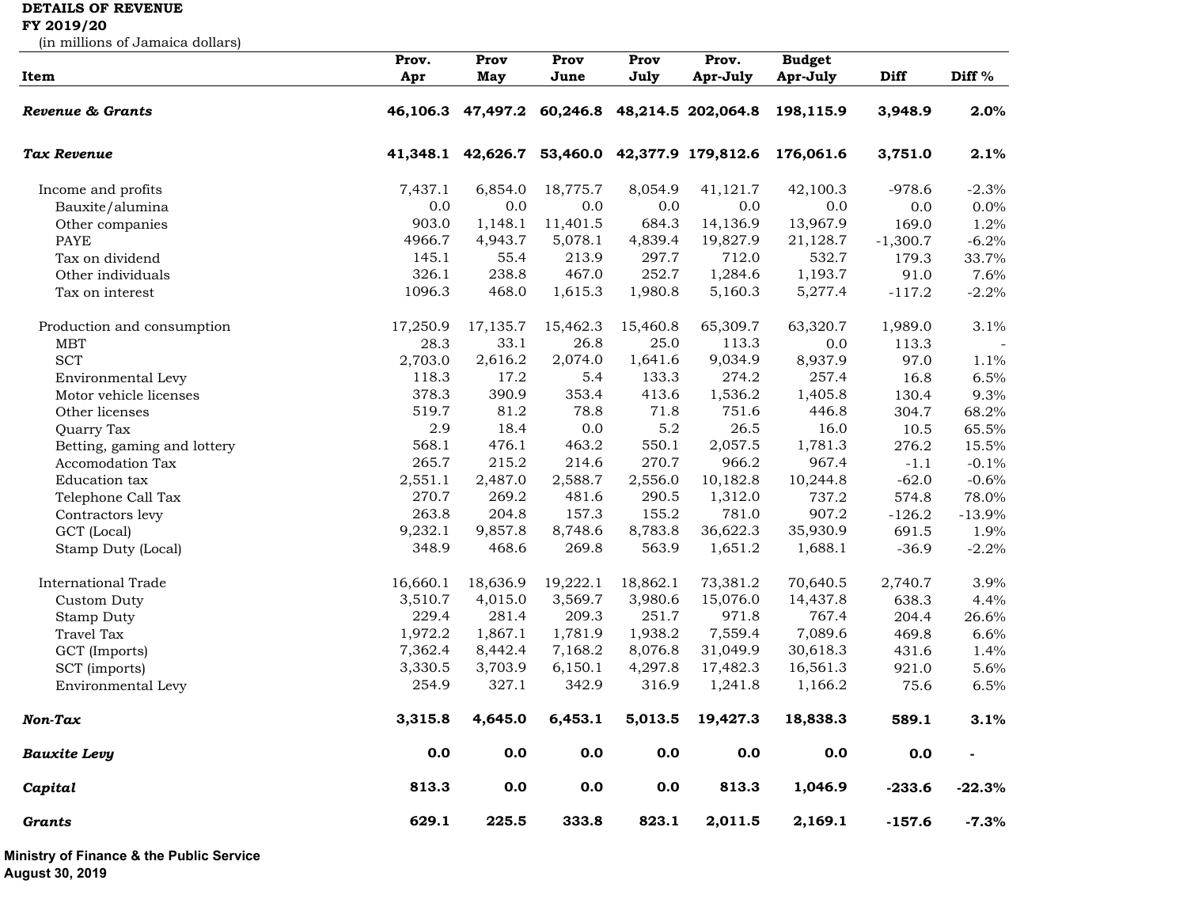**DETAILS OF REVENUE**
**FY 2019/20**
(in millions of Jamaica dollars)

| Item | Prov. Apr | Prov May | Prov June | Prov July | Prov. Apr-July | Budget Apr-July | Diff | Diff % |
|---|---|---|---|---|---|---|---|---|
| ***Revenue & Grants*** | **46,106.3** | **47,497.2** | **60,246.8** | **48,214.5** | **202,064.8** | **198,115.9** | **3,948.9** | **2.0%** |
| ***Tax Revenue*** | **41,348.1** | **42,626.7** | **53,460.0** | **42,377.9** | **179,812.6** | **176,061.6** | **3,751.0** | **2.1%** |
| Income and profits | 7,437.1 | 6,854.0 | 18,775.7 | 8,054.9 | 41,121.7 | 42,100.3 | -978.6 | -2.3% |
| Bauxite/alumina | 0.0 | 0.0 | 0.0 | 0.0 | 0.0 | 0.0 | 0.0 | 0.0% |
| Other companies | 903.0 | 1,148.1 | 11,401.5 | 684.3 | 14,136.9 | 13,967.9 | 169.0 | 1.2% |
| PAYE | 4966.7 | 4,943.7 | 5,078.1 | 4,839.4 | 19,827.9 | 21,128.7 | -1,300.7 | -6.2% |
| Tax on dividend | 145.1 | 55.4 | 213.9 | 297.7 | 712.0 | 532.7 | 179.3 | 33.7% |
| Other individuals | 326.1 | 238.8 | 467.0 | 252.7 | 1,284.6 | 1,193.7 | 91.0 | 7.6% |
| Tax on interest | 1096.3 | 468.0 | 1,615.3 | 1,980.8 | 5,160.3 | 5,277.4 | -117.2 | -2.2% |
| Production and consumption | 17,250.9 | 17,135.7 | 15,462.3 | 15,460.8 | 65,309.7 | 63,320.7 | 1,989.0 | 3.1% |
| MBT | 28.3 | 33.1 | 26.8 | 25.0 | 113.3 | 0.0 | 113.3 | - |
| SCT | 2,703.0 | 2,616.2 | 2,074.0 | 1,641.6 | 9,034.9 | 8,937.9 | 97.0 | 1.1% |
| Environmental Levy | 118.3 | 17.2 | 5.4 | 133.3 | 274.2 | 257.4 | 16.8 | 6.5% |
| Motor vehicle licenses | 378.3 | 390.9 | 353.4 | 413.6 | 1,536.2 | 1,405.8 | 130.4 | 9.3% |
| Other licenses | 519.7 | 81.2 | 78.8 | 71.8 | 751.6 | 446.8 | 304.7 | 68.2% |
| Quarry Tax | 2.9 | 18.4 | 0.0 | 5.2 | 26.5 | 16.0 | 10.5 | 65.5% |
| Betting, gaming and lottery | 568.1 | 476.1 | 463.2 | 550.1 | 2,057.5 | 1,781.3 | 276.2 | 15.5% |
| Accomodation Tax | 265.7 | 215.2 | 214.6 | 270.7 | 966.2 | 967.4 | -1.1 | -0.1% |
| Education tax | 2,551.1 | 2,487.0 | 2,588.7 | 2,556.0 | 10,182.8 | 10,244.8 | -62.0 | -0.6% |
| Telephone Call Tax | 270.7 | 269.2 | 481.6 | 290.5 | 1,312.0 | 737.2 | 574.8 | 78.0% |
| Contractors levy | 263.8 | 204.8 | 157.3 | 155.2 | 781.0 | 907.2 | -126.2 | -13.9% |
| GCT (Local) | 9,232.1 | 9,857.8 | 8,748.6 | 8,783.8 | 36,622.3 | 35,930.9 | 691.5 | 1.9% |
| Stamp Duty (Local) | 348.9 | 468.6 | 269.8 | 563.9 | 1,651.2 | 1,688.1 | -36.9 | -2.2% |
| International Trade | 16,660.1 | 18,636.9 | 19,222.1 | 18,862.1 | 73,381.2 | 70,640.5 | 2,740.7 | 3.9% |
| Custom Duty | 3,510.7 | 4,015.0 | 3,569.7 | 3,980.6 | 15,076.0 | 14,437.8 | 638.3 | 4.4% |
| Stamp Duty | 229.4 | 281.4 | 209.3 | 251.7 | 971.8 | 767.4 | 204.4 | 26.6% |
| Travel Tax | 1,972.2 | 1,867.1 | 1,781.9 | 1,938.2 | 7,559.4 | 7,089.6 | 469.8 | 6.6% |
| GCT (Imports) | 7,362.4 | 8,442.4 | 7,168.2 | 8,076.8 | 31,049.9 | 30,618.3 | 431.6 | 1.4% |
| SCT (imports) | 3,330.5 | 3,703.9 | 6,150.1 | 4,297.8 | 17,482.3 | 16,561.3 | 921.0 | 5.6% |
| Environmental Levy | 254.9 | 327.1 | 342.9 | 316.9 | 1,241.8 | 1,166.2 | 75.6 | 6.5% |
| ***Non-Tax*** | **3,315.8** | **4,645.0** | **6,453.1** | **5,013.5** | **19,427.3** | **18,838.3** | **589.1** | **3.1%** |
| ***Bauxite Levy*** | **0.0** | **0.0** | **0.0** | **0.0** | **0.0** | **0.0** | **0.0** | **-** |
| ***Capital*** | **813.3** | **0.0** | **0.0** | **0.0** | **813.3** | **1,046.9** | **-233.6** | **-22.3%** |
| ***Grants*** | **629.1** | **225.5** | **333.8** | **823.1** | **2,011.5** | **2,169.1** | **-157.6** | **-7.3%** |

**Ministry of Finance & the Public Service**
**August 30, 2019**